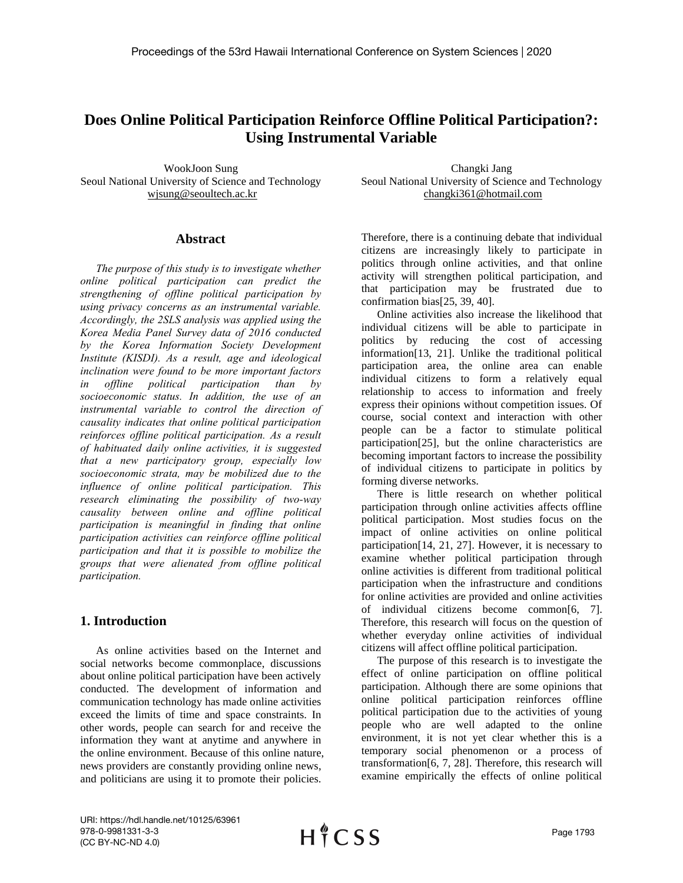# Does Online Political Participation Reinforce Offline Political Participation?: Using Instrumental Variable

WookJoon Sung
Seoul National University of Science and Technology
wjsung@seoultech.ac.kr

Changki Jang
Seoul National University of Science and Technology
changki361@hotmail.com

## Abstract

*The purpose of this study is to investigate whether online political participation can predict the strengthening of offline political participation by using privacy concerns as an instrumental variable. Accordingly, the 2SLS analysis was applied using the Korea Media Panel Survey data of 2016 conducted by the Korea Information Society Development Institute (KISDI). As a result, age and ideological inclination were found to be more important factors in offline political participation than by socioeconomic status. In addition, the use of an instrumental variable to control the direction of causality indicates that online political participation reinforces offline political participation. As a result of habituated daily online activities, it is suggested that a new participatory group, especially low socioeconomic strata, may be mobilized due to the influence of online political participation. This research eliminating the possibility of two-way causality between online and offline political participation is meaningful in finding that online participation activities can reinforce offline political participation and that it is possible to mobilize the groups that were alienated from offline political participation.*

## 1. Introduction

As online activities based on the Internet and social networks become commonplace, discussions about online political participation have been actively conducted. The development of information and communication technology has made online activities exceed the limits of time and space constraints. In other words, people can search for and receive the information they want at anytime and anywhere in the online environment. Because of this online nature, news providers are constantly providing online news, and politicians are using it to promote their policies. Therefore, there is a continuing debate that individual citizens are increasingly likely to participate in politics through online activities, and that online activity will strengthen political participation, and that participation may be frustrated due to confirmation bias[25, 39, 40].

Online activities also increase the likelihood that individual citizens will be able to participate in politics by reducing the cost of accessing information[13, 21]. Unlike the traditional political participation area, the online area can enable individual citizens to form a relatively equal relationship to access to information and freely express their opinions without competition issues. Of course, social context and interaction with other people can be a factor to stimulate political participation[25], but the online characteristics are becoming important factors to increase the possibility of individual citizens to participate in politics by forming diverse networks.

There is little research on whether political participation through online activities affects offline political participation. Most studies focus on the impact of online activities on online political participation[14, 21, 27]. However, it is necessary to examine whether political participation through online activities is different from traditional political participation when the infrastructure and conditions for online activities are provided and online activities of individual citizens become common[6, 7]. Therefore, this research will focus on the question of whether everyday online activities of individual citizens will affect offline political participation.

The purpose of this research is to investigate the effect of online participation on offline political participation. Although there are some opinions that online political participation reinforces offline political participation due to the activities of young people who are well adapted to the online environment, it is not yet clear whether this is a temporary social phenomenon or a process of transformation[6, 7, 28]. Therefore, this research will examine empirically the effects of online political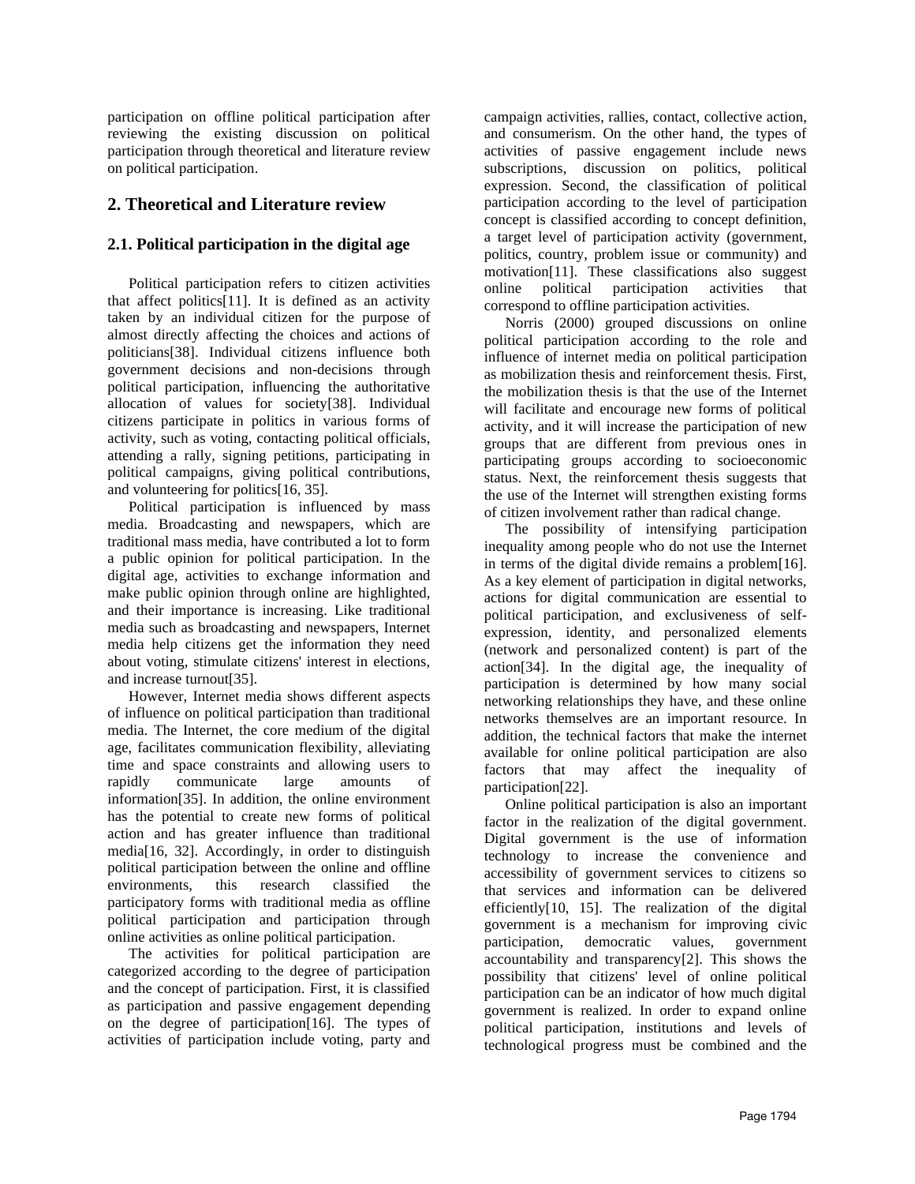participation on offline political participation after reviewing the existing discussion on political participation through theoretical and literature review on political participation.

## 2. Theoretical and Literature review

### 2.1. Political participation in the digital age

Political participation refers to citizen activities that affect politics[11]. It is defined as an activity taken by an individual citizen for the purpose of almost directly affecting the choices and actions of politicians[38]. Individual citizens influence both government decisions and non-decisions through political participation, influencing the authoritative allocation of values for society[38]. Individual citizens participate in politics in various forms of activity, such as voting, contacting political officials, attending a rally, signing petitions, participating in political campaigns, giving political contributions, and volunteering for politics[16, 35].

Political participation is influenced by mass media. Broadcasting and newspapers, which are traditional mass media, have contributed a lot to form a public opinion for political participation. In the digital age, activities to exchange information and make public opinion through online are highlighted, and their importance is increasing. Like traditional media such as broadcasting and newspapers, Internet media help citizens get the information they need about voting, stimulate citizens' interest in elections, and increase turnout[35].

However, Internet media shows different aspects of influence on political participation than traditional media. The Internet, the core medium of the digital age, facilitates communication flexibility, alleviating time and space constraints and allowing users to rapidly communicate large amounts of information[35]. In addition, the online environment has the potential to create new forms of political action and has greater influence than traditional media[16, 32]. Accordingly, in order to distinguish political participation between the online and offline environments, this research classified the participatory forms with traditional media as offline political participation and participation through online activities as online political participation.

The activities for political participation are categorized according to the degree of participation and the concept of participation. First, it is classified as participation and passive engagement depending on the degree of participation[16]. The types of activities of participation include voting, party and campaign activities, rallies, contact, collective action, and consumerism. On the other hand, the types of activities of passive engagement include news subscriptions, discussion on politics, political expression. Second, the classification of political participation according to the level of participation concept is classified according to concept definition, a target level of participation activity (government, politics, country, problem issue or community) and motivation[11]. These classifications also suggest online political participation activities that correspond to offline participation activities.

Norris (2000) grouped discussions on online political participation according to the role and influence of internet media on political participation as mobilization thesis and reinforcement thesis. First, the mobilization thesis is that the use of the Internet will facilitate and encourage new forms of political activity, and it will increase the participation of new groups that are different from previous ones in participating groups according to socioeconomic status. Next, the reinforcement thesis suggests that the use of the Internet will strengthen existing forms of citizen involvement rather than radical change.

The possibility of intensifying participation inequality among people who do not use the Internet in terms of the digital divide remains a problem[16]. As a key element of participation in digital networks, actions for digital communication are essential to political participation, and exclusiveness of self-expression, identity, and personalized elements (network and personalized content) is part of the action[34]. In the digital age, the inequality of participation is determined by how many social networking relationships they have, and these online networks themselves are an important resource. In addition, the technical factors that make the internet available for online political participation are also factors that may affect the inequality of participation[22].

Online political participation is also an important factor in the realization of the digital government. Digital government is the use of information technology to increase the convenience and accessibility of government services to citizens so that services and information can be delivered efficiently[10, 15]. The realization of the digital government is a mechanism for improving civic participation, democratic values, government accountability and transparency[2]. This shows the possibility that citizens' level of online political participation can be an indicator of how much digital government is realized. In order to expand online political participation, institutions and levels of technological progress must be combined and the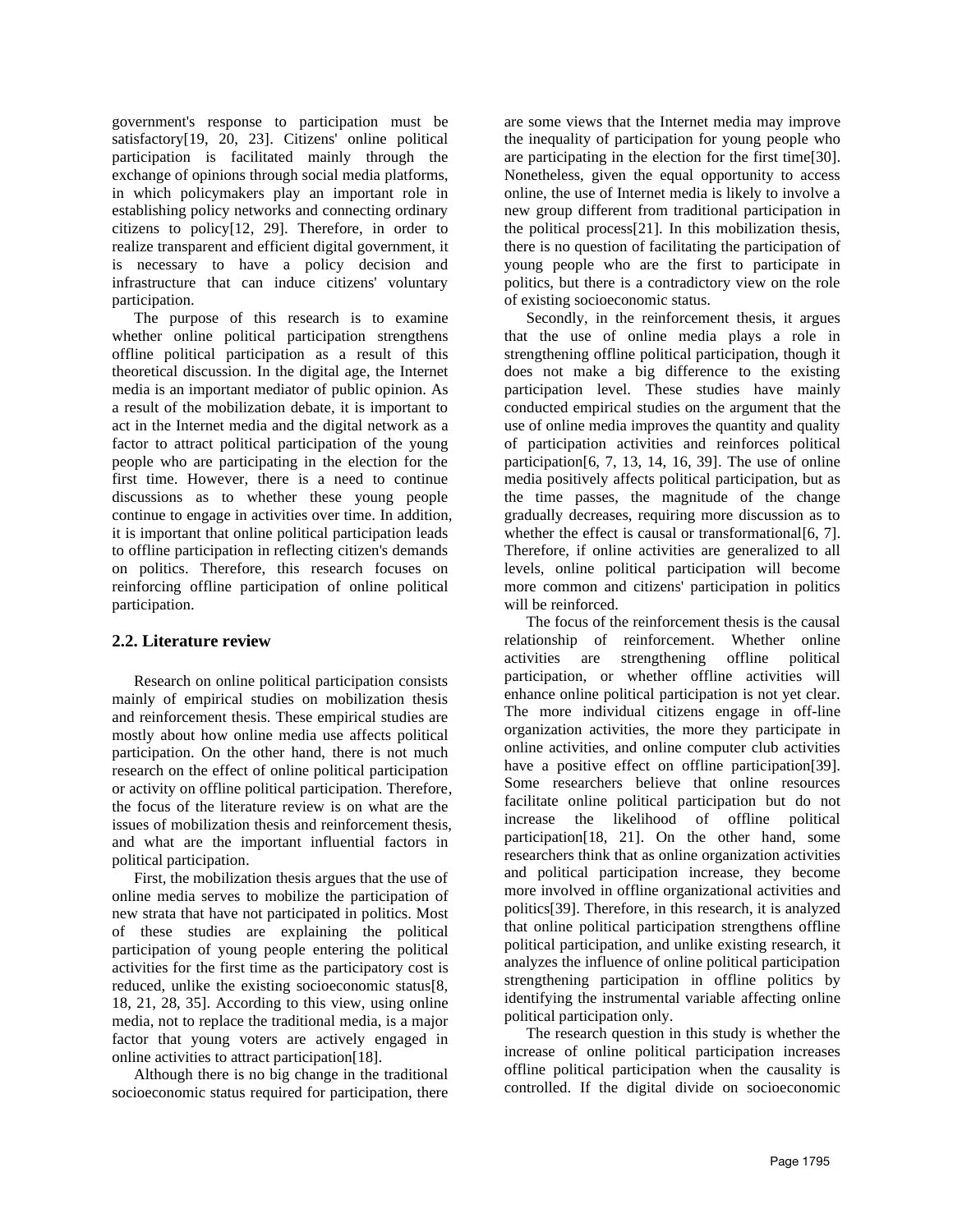government's response to participation must be satisfactory[19, 20, 23]. Citizens' online political participation is facilitated mainly through the exchange of opinions through social media platforms, in which policymakers play an important role in establishing policy networks and connecting ordinary citizens to policy[12, 29]. Therefore, in order to realize transparent and efficient digital government, it is necessary to have a policy decision and infrastructure that can induce citizens' voluntary participation.

The purpose of this research is to examine whether online political participation strengthens offline political participation as a result of this theoretical discussion. In the digital age, the Internet media is an important mediator of public opinion. As a result of the mobilization debate, it is important to act in the Internet media and the digital network as a factor to attract political participation of the young people who are participating in the election for the first time. However, there is a need to continue discussions as to whether these young people continue to engage in activities over time. In addition, it is important that online political participation leads to offline participation in reflecting citizen's demands on politics. Therefore, this research focuses on reinforcing offline participation of online political participation.

## 2.2. Literature review

Research on online political participation consists mainly of empirical studies on mobilization thesis and reinforcement thesis. These empirical studies are mostly about how online media use affects political participation. On the other hand, there is not much research on the effect of online political participation or activity on offline political participation. Therefore, the focus of the literature review is on what are the issues of mobilization thesis and reinforcement thesis, and what are the important influential factors in political participation.

First, the mobilization thesis argues that the use of online media serves to mobilize the participation of new strata that have not participated in politics. Most of these studies are explaining the political participation of young people entering the political activities for the first time as the participatory cost is reduced, unlike the existing socioeconomic status[8, 18, 21, 28, 35]. According to this view, using online media, not to replace the traditional media, is a major factor that young voters are actively engaged in online activities to attract participation[18].

Although there is no big change in the traditional socioeconomic status required for participation, there are some views that the Internet media may improve the inequality of participation for young people who are participating in the election for the first time[30]. Nonetheless, given the equal opportunity to access online, the use of Internet media is likely to involve a new group different from traditional participation in the political process[21]. In this mobilization thesis, there is no question of facilitating the participation of young people who are the first to participate in politics, but there is a contradictory view on the role of existing socioeconomic status.

Secondly, in the reinforcement thesis, it argues that the use of online media plays a role in strengthening offline political participation, though it does not make a big difference to the existing participation level. These studies have mainly conducted empirical studies on the argument that the use of online media improves the quantity and quality of participation activities and reinforces political participation[6, 7, 13, 14, 16, 39]. The use of online media positively affects political participation, but as the time passes, the magnitude of the change gradually decreases, requiring more discussion as to whether the effect is causal or transformational[6, 7]. Therefore, if online activities are generalized to all levels, online political participation will become more common and citizens' participation in politics will be reinforced.

The focus of the reinforcement thesis is the causal relationship of reinforcement. Whether online activities are strengthening offline political participation, or whether offline activities will enhance online political participation is not yet clear. The more individual citizens engage in off-line organization activities, the more they participate in online activities, and online computer club activities have a positive effect on offline participation[39]. Some researchers believe that online resources facilitate online political participation but do not increase the likelihood of offline political participation[18, 21]. On the other hand, some researchers think that as online organization activities and political participation increase, they become more involved in offline organizational activities and politics[39]. Therefore, in this research, it is analyzed that online political participation strengthens offline political participation, and unlike existing research, it analyzes the influence of online political participation strengthening participation in offline politics by identifying the instrumental variable affecting online political participation only.

The research question in this study is whether the increase of online political participation increases offline political participation when the causality is controlled. If the digital divide on socioeconomic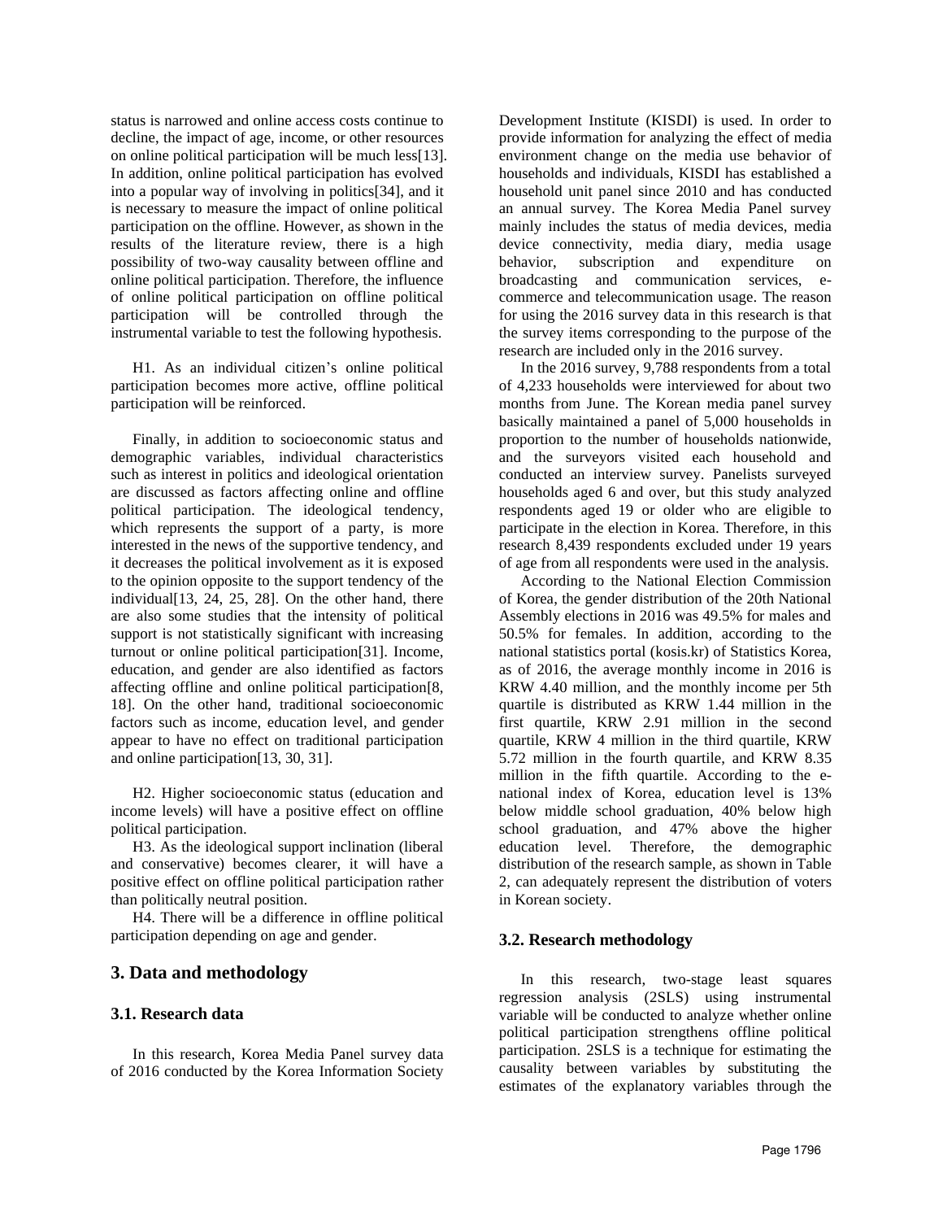status is narrowed and online access costs continue to decline, the impact of age, income, or other resources on online political participation will be much less[13]. In addition, online political participation has evolved into a popular way of involving in politics[34], and it is necessary to measure the impact of online political participation on the offline. However, as shown in the results of the literature review, there is a high possibility of two-way causality between offline and online political participation. Therefore, the influence of online political participation on offline political participation will be controlled through the instrumental variable to test the following hypothesis.

H1. As an individual citizen's online political participation becomes more active, offline political participation will be reinforced.

Finally, in addition to socioeconomic status and demographic variables, individual characteristics such as interest in politics and ideological orientation are discussed as factors affecting online and offline political participation. The ideological tendency, which represents the support of a party, is more interested in the news of the supportive tendency, and it decreases the political involvement as it is exposed to the opinion opposite to the support tendency of the individual[13, 24, 25, 28]. On the other hand, there are also some studies that the intensity of political support is not statistically significant with increasing turnout or online political participation[31]. Income, education, and gender are also identified as factors affecting offline and online political participation[8, 18]. On the other hand, traditional socioeconomic factors such as income, education level, and gender appear to have no effect on traditional participation and online participation[13, 30, 31].

H2. Higher socioeconomic status (education and income levels) will have a positive effect on offline political participation.

H3. As the ideological support inclination (liberal and conservative) becomes clearer, it will have a positive effect on offline political participation rather than politically neutral position.

H4. There will be a difference in offline political participation depending on age and gender.

## 3. Data and methodology

### 3.1. Research data

In this research, Korea Media Panel survey data of 2016 conducted by the Korea Information Society Development Institute (KISDI) is used. In order to provide information for analyzing the effect of media environment change on the media use behavior of households and individuals, KISDI has established a household unit panel since 2010 and has conducted an annual survey. The Korea Media Panel survey mainly includes the status of media devices, media device connectivity, media diary, media usage behavior, subscription and expenditure on broadcasting and communication services, e-commerce and telecommunication usage. The reason for using the 2016 survey data in this research is that the survey items corresponding to the purpose of the research are included only in the 2016 survey.

In the 2016 survey, 9,788 respondents from a total of 4,233 households were interviewed for about two months from June. The Korean media panel survey basically maintained a panel of 5,000 households in proportion to the number of households nationwide, and the surveyors visited each household and conducted an interview survey. Panelists surveyed households aged 6 and over, but this study analyzed respondents aged 19 or older who are eligible to participate in the election in Korea. Therefore, in this research 8,439 respondents excluded under 19 years of age from all respondents were used in the analysis.

According to the National Election Commission of Korea, the gender distribution of the 20th National Assembly elections in 2016 was 49.5% for males and 50.5% for females. In addition, according to the national statistics portal (kosis.kr) of Statistics Korea, as of 2016, the average monthly income in 2016 is KRW 4.40 million, and the monthly income per 5th quartile is distributed as KRW 1.44 million in the first quartile, KRW 2.91 million in the second quartile, KRW 4 million in the third quartile, KRW 5.72 million in the fourth quartile, and KRW 8.35 million in the fifth quartile. According to the e-national index of Korea, education level is 13% below middle school graduation, 40% below high school graduation, and 47% above the higher education level. Therefore, the demographic distribution of the research sample, as shown in Table 2, can adequately represent the distribution of voters in Korean society.

### 3.2. Research methodology

In this research, two-stage least squares regression analysis (2SLS) using instrumental variable will be conducted to analyze whether online political participation strengthens offline political participation. 2SLS is a technique for estimating the causality between variables by substituting the estimates of the explanatory variables through the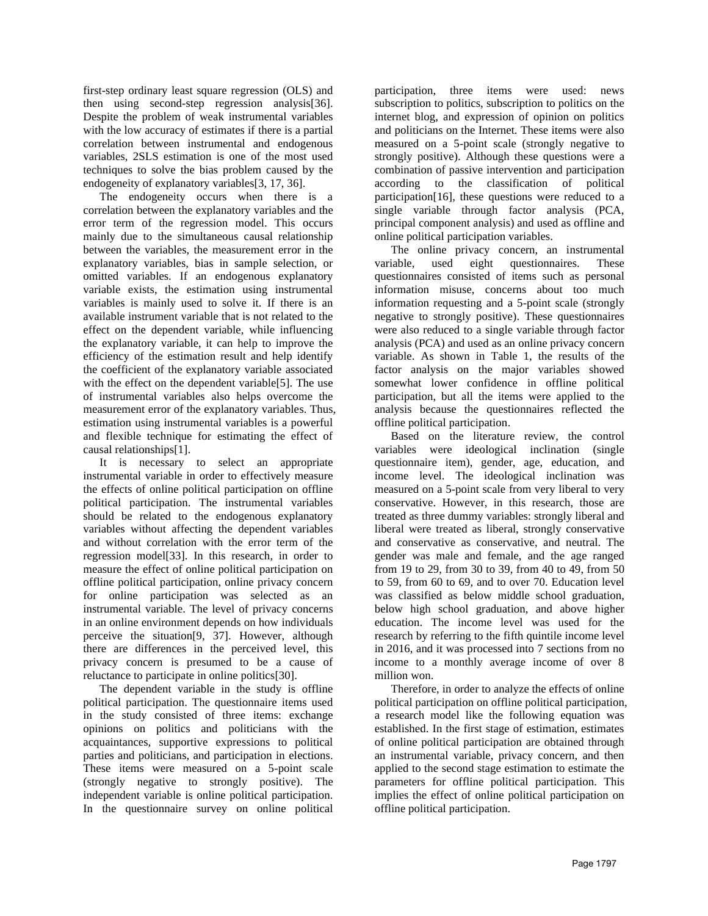first-step ordinary least square regression (OLS) and then using second-step regression analysis[36]. Despite the problem of weak instrumental variables with the low accuracy of estimates if there is a partial correlation between instrumental and endogenous variables, 2SLS estimation is one of the most used techniques to solve the bias problem caused by the endogeneity of explanatory variables[3, 17, 36].

The endogeneity occurs when there is a correlation between the explanatory variables and the error term of the regression model. This occurs mainly due to the simultaneous causal relationship between the variables, the measurement error in the explanatory variables, bias in sample selection, or omitted variables. If an endogenous explanatory variable exists, the estimation using instrumental variables is mainly used to solve it. If there is an available instrument variable that is not related to the effect on the dependent variable, while influencing the explanatory variable, it can help to improve the efficiency of the estimation result and help identify the coefficient of the explanatory variable associated with the effect on the dependent variable[5]. The use of instrumental variables also helps overcome the measurement error of the explanatory variables. Thus, estimation using instrumental variables is a powerful and flexible technique for estimating the effect of causal relationships[1].

It is necessary to select an appropriate instrumental variable in order to effectively measure the effects of online political participation on offline political participation. The instrumental variables should be related to the endogenous explanatory variables without affecting the dependent variables and without correlation with the error term of the regression model[33]. In this research, in order to measure the effect of online political participation on offline political participation, online privacy concern for online participation was selected as an instrumental variable. The level of privacy concerns in an online environment depends on how individuals perceive the situation[9, 37]. However, although there are differences in the perceived level, this privacy concern is presumed to be a cause of reluctance to participate in online politics[30].

The dependent variable in the study is offline political participation. The questionnaire items used in the study consisted of three items: exchange opinions on politics and politicians with the acquaintances, supportive expressions to political parties and politicians, and participation in elections. These items were measured on a 5-point scale (strongly negative to strongly positive). The independent variable is online political participation. In the questionnaire survey on online political participation, three items were used: news subscription to politics, subscription to politics on the internet blog, and expression of opinion on politics and politicians on the Internet. These items were also measured on a 5-point scale (strongly negative to strongly positive). Although these questions were a combination of passive intervention and participation according to the classification of political participation[16], these questions were reduced to a single variable through factor analysis (PCA, principal component analysis) and used as offline and online political participation variables.

The online privacy concern, an instrumental variable, used eight questionnaires. These questionnaires consisted of items such as personal information misuse, concerns about too much information requesting and a 5-point scale (strongly negative to strongly positive). These questionnaires were also reduced to a single variable through factor analysis (PCA) and used as an online privacy concern variable. As shown in Table 1, the results of the factor analysis on the major variables showed somewhat lower confidence in offline political participation, but all the items were applied to the analysis because the questionnaires reflected the offline political participation.

Based on the literature review, the control variables were ideological inclination (single questionnaire item), gender, age, education, and income level. The ideological inclination was measured on a 5-point scale from very liberal to very conservative. However, in this research, those are treated as three dummy variables: strongly liberal and liberal were treated as liberal, strongly conservative and conservative as conservative, and neutral. The gender was male and female, and the age ranged from 19 to 29, from 30 to 39, from 40 to 49, from 50 to 59, from 60 to 69, and to over 70. Education level was classified as below middle school graduation, below high school graduation, and above higher education. The income level was used for the research by referring to the fifth quintile income level in 2016, and it was processed into 7 sections from no income to a monthly average income of over 8 million won.

Therefore, in order to analyze the effects of online political participation on offline political participation, a research model like the following equation was established. In the first stage of estimation, estimates of online political participation are obtained through an instrumental variable, privacy concern, and then applied to the second stage estimation to estimate the parameters for offline political participation. This implies the effect of online political participation on offline political participation.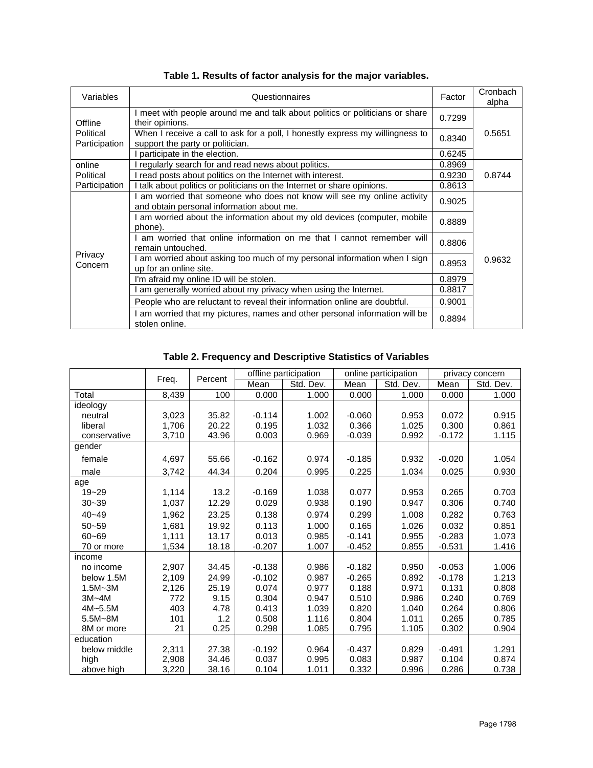**Table 1. Results of factor analysis for the major variables.**

| Variables | Questionnaires | Factor | Cronbach alpha |
|---|---|---|---|
| Offline Political Participation | I meet with people around me and talk about politics or politicians or share their opinions. | 0.7299 | 0.5651 |
| | When I receive a call to ask for a poll, I honestly express my willingness to support the party or politician. | 0.8340 | |
| | I participate in the election. | 0.6245 | |
| online Political Participation | I regularly search for and read news about politics. | 0.8969 | 0.8744 |
| | I read posts about politics on the Internet with interest. | 0.9230 | |
| | I talk about politics or politicians on the Internet or share opinions. | 0.8613 | |
| Privacy Concern | I am worried that someone who does not know will see my online activity and obtain personal information about me. | 0.9025 | 0.9632 |
| | I am worried about the information about my old devices (computer, mobile phone). | 0.8889 | |
| | I am worried that online information on me that I cannot remember will remain untouched. | 0.8806 | |
| | I am worried about asking too much of my personal information when I sign up for an online site. | 0.8953 | |
| | I'm afraid my online ID will be stolen. | 0.8979 | |
| | I am generally worried about my privacy when using the Internet. | 0.8817 | |
| | People who are reluctant to reveal their information online are doubtful. | 0.9001 | |
| | I am worried that my pictures, names and other personal information will be stolen online. | 0.8894 | |

**Table 2. Frequency and Descriptive Statistics of Variables**

| | Freq. | Percent | offline participation | | online participation | | privacy concern | |
|---|---|---|---|---|---|---|---|---|
| | | | Mean | Std. Dev. | Mean | Std. Dev. | Mean | Std. Dev. |
| Total | 8,439 | 100 | 0.000 | 1.000 | 0.000 | 1.000 | 0.000 | 1.000 |
| ideology | | | | | | | | |
| neutral | 3,023 | 35.82 | -0.114 | 1.002 | -0.060 | 0.953 | 0.072 | 0.915 |
| liberal | 1,706 | 20.22 | 0.195 | 1.032 | 0.366 | 1.025 | 0.300 | 0.861 |
| conservative | 3,710 | 43.96 | 0.003 | 0.969 | -0.039 | 0.992 | -0.172 | 1.115 |
| gender | | | | | | | | |
| female | 4,697 | 55.66 | -0.162 | 0.974 | -0.185 | 0.932 | -0.020 | 1.054 |
| male | 3,742 | 44.34 | 0.204 | 0.995 | 0.225 | 1.034 | 0.025 | 0.930 |
| age | | | | | | | | |
| 19~29 | 1,114 | 13.2 | -0.169 | 1.038 | 0.077 | 0.953 | 0.265 | 0.703 |
| 30~39 | 1,037 | 12.29 | 0.029 | 0.938 | 0.190 | 0.947 | 0.306 | 0.740 |
| 40~49 | 1,962 | 23.25 | 0.138 | 0.974 | 0.299 | 1.008 | 0.282 | 0.763 |
| 50~59 | 1,681 | 19.92 | 0.113 | 1.000 | 0.165 | 1.026 | 0.032 | 0.851 |
| 60~69 | 1,111 | 13.17 | 0.013 | 0.985 | -0.141 | 0.955 | -0.283 | 1.073 |
| 70 or more | 1,534 | 18.18 | -0.207 | 1.007 | -0.452 | 0.855 | -0.531 | 1.416 |
| income | | | | | | | | |
| no income | 2,907 | 34.45 | -0.138 | 0.986 | -0.182 | 0.950 | -0.053 | 1.006 |
| below 1.5M | 2,109 | 24.99 | -0.102 | 0.987 | -0.265 | 0.892 | -0.178 | 1.213 |
| 1.5M~3M | 2,126 | 25.19 | 0.074 | 0.977 | 0.188 | 0.971 | 0.131 | 0.808 |
| 3M~4M | 772 | 9.15 | 0.304 | 0.947 | 0.510 | 0.986 | 0.240 | 0.769 |
| 4M~5.5M | 403 | 4.78 | 0.413 | 1.039 | 0.820 | 1.040 | 0.264 | 0.806 |
| 5.5M~8M | 101 | 1.2 | 0.508 | 1.116 | 0.804 | 1.011 | 0.265 | 0.785 |
| 8M or more | 21 | 0.25 | 0.298 | 1.085 | 0.795 | 1.105 | 0.302 | 0.904 |
| education | | | | | | | | |
| below middle | 2,311 | 27.38 | -0.192 | 0.964 | -0.437 | 0.829 | -0.491 | 1.291 |
| high | 2,908 | 34.46 | 0.037 | 0.995 | 0.083 | 0.987 | 0.104 | 0.874 |
| above high | 3,220 | 38.16 | 0.104 | 1.011 | 0.332 | 0.996 | 0.286 | 0.738 |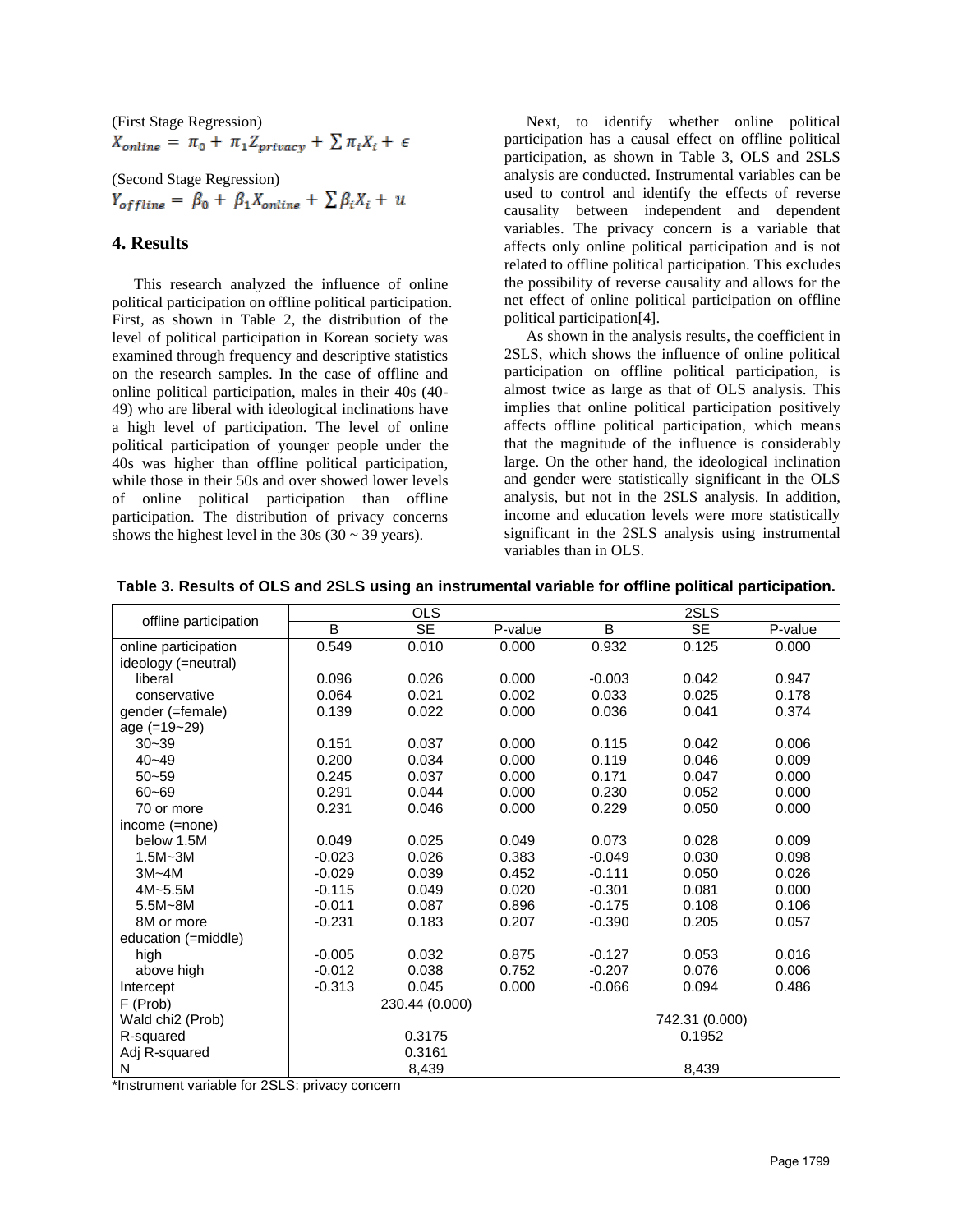(First Stage Regression)

$$X_{online} = \pi_0 + \pi_1 Z_{privacy} + \sum \pi_i X_i + \epsilon$$

(Second Stage Regression)

$$Y_{offline} = \beta_0 + \beta_1 X_{online} + \sum \beta_i X_i + u$$

## 4. Results

This research analyzed the influence of online political participation on offline political participation. First, as shown in Table 2, the distribution of the level of political participation in Korean society was examined through frequency and descriptive statistics on the research samples. In the case of offline and online political participation, males in their 40s (40-49) who are liberal with ideological inclinations have a high level of participation. The level of online political participation of younger people under the 40s was higher than offline political participation, while those in their 50s and over showed lower levels of online political participation than offline participation. The distribution of privacy concerns shows the highest level in the 30s (30 ~ 39 years).

Next, to identify whether online political participation has a causal effect on offline political participation, as shown in Table 3, OLS and 2SLS analysis are conducted. Instrumental variables can be used to control and identify the effects of reverse causality between independent and dependent variables. The privacy concern is a variable that affects only online political participation and is not related to offline political participation. This excludes the possibility of reverse causality and allows for the net effect of online political participation on offline political participation[4].

As shown in the analysis results, the coefficient in 2SLS, which shows the influence of online political participation on offline political participation, is almost twice as large as that of OLS analysis. This implies that online political participation positively affects offline political participation, which means that the magnitude of the influence is considerably large. On the other hand, the ideological inclination and gender were statistically significant in the OLS analysis, but not in the 2SLS analysis. In addition, income and education levels were more statistically significant in the 2SLS analysis using instrumental variables than in OLS.

**Table 3. Results of OLS and 2SLS using an instrumental variable for offline political participation.**

| offline participation | OLS | | | 2SLS | | |
|---|---|---|---|---|---|---|
| | B | SE | P-value | B | SE | P-value |
| online participation | 0.549 | 0.010 | 0.000 | 0.932 | 0.125 | 0.000 |
| ideology (=neutral) | | | | | | |
| liberal | 0.096 | 0.026 | 0.000 | -0.003 | 0.042 | 0.947 |
| conservative | 0.064 | 0.021 | 0.002 | 0.033 | 0.025 | 0.178 |
| gender (=female) | 0.139 | 0.022 | 0.000 | 0.036 | 0.041 | 0.374 |
| age (=19~29) | | | | | | |
| 30~39 | 0.151 | 0.037 | 0.000 | 0.115 | 0.042 | 0.006 |
| 40~49 | 0.200 | 0.034 | 0.000 | 0.119 | 0.046 | 0.009 |
| 50~59 | 0.245 | 0.037 | 0.000 | 0.171 | 0.047 | 0.000 |
| 60~69 | 0.291 | 0.044 | 0.000 | 0.230 | 0.052 | 0.000 |
| 70 or more | 0.231 | 0.046 | 0.000 | 0.229 | 0.050 | 0.000 |
| income (=none) | | | | | | |
| below 1.5M | 0.049 | 0.025 | 0.049 | 0.073 | 0.028 | 0.009 |
| 1.5M~3M | -0.023 | 0.026 | 0.383 | -0.049 | 0.030 | 0.098 |
| 3M~4M | -0.029 | 0.039 | 0.452 | -0.111 | 0.050 | 0.026 |
| 4M~5.5M | -0.115 | 0.049 | 0.020 | -0.301 | 0.081 | 0.000 |
| 5.5M~8M | -0.011 | 0.087 | 0.896 | -0.175 | 0.108 | 0.106 |
| 8M or more | -0.231 | 0.183 | 0.207 | -0.390 | 0.205 | 0.057 |
| education (=middle) | | | | | | |
| high | -0.005 | 0.032 | 0.875 | -0.127 | 0.053 | 0.016 |
| above high | -0.012 | 0.038 | 0.752 | -0.207 | 0.076 | 0.006 |
| Intercept | -0.313 | 0.045 | 0.000 | -0.066 | 0.094 | 0.486 |
| F (Prob) | 230.44 (0.000) | | | | | |
| Wald chi2 (Prob) | | | | 742.31 (0.000) | | |
| R-squared | 0.3175 | | | 0.1952 | | |
| Adj R-squared | 0.3161 | | | | | |
| N | 8,439 | | | 8,439 | | |

*Instrument variable for 2SLS: privacy concern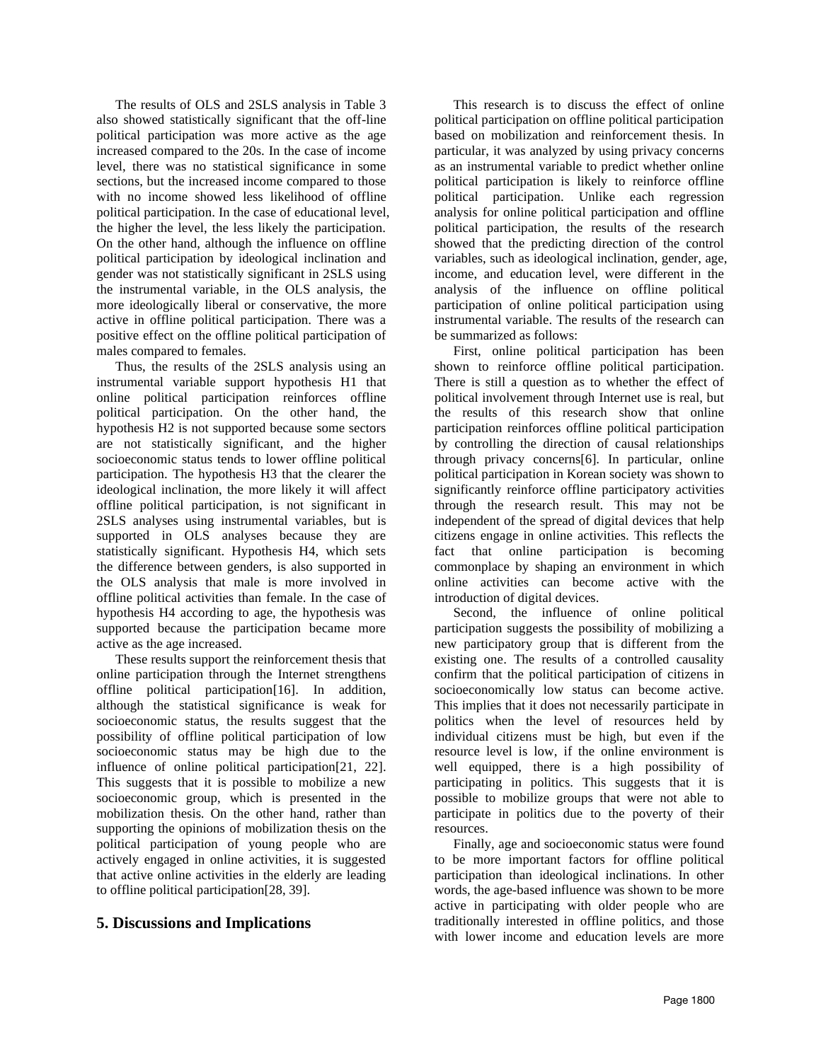The results of OLS and 2SLS analysis in Table 3 also showed statistically significant that the off-line political participation was more active as the age increased compared to the 20s. In the case of income level, there was no statistical significance in some sections, but the increased income compared to those with no income showed less likelihood of offline political participation. In the case of educational level, the higher the level, the less likely the participation. On the other hand, although the influence on offline political participation by ideological inclination and gender was not statistically significant in 2SLS using the instrumental variable, in the OLS analysis, the more ideologically liberal or conservative, the more active in offline political participation. There was a positive effect on the offline political participation of males compared to females.

Thus, the results of the 2SLS analysis using an instrumental variable support hypothesis H1 that online political participation reinforces offline political participation. On the other hand, the hypothesis H2 is not supported because some sectors are not statistically significant, and the higher socioeconomic status tends to lower offline political participation. The hypothesis H3 that the clearer the ideological inclination, the more likely it will affect offline political participation, is not significant in 2SLS analyses using instrumental variables, but is supported in OLS analyses because they are statistically significant. Hypothesis H4, which sets the difference between genders, is also supported in the OLS analysis that male is more involved in offline political activities than female. In the case of hypothesis H4 according to age, the hypothesis was supported because the participation became more active as the age increased.

These results support the reinforcement thesis that online participation through the Internet strengthens offline political participation[16]. In addition, although the statistical significance is weak for socioeconomic status, the results suggest that the possibility of offline political participation of low socioeconomic status may be high due to the influence of online political participation[21, 22]. This suggests that it is possible to mobilize a new socioeconomic group, which is presented in the mobilization thesis. On the other hand, rather than supporting the opinions of mobilization thesis on the political participation of young people who are actively engaged in online activities, it is suggested that active online activities in the elderly are leading to offline political participation[28, 39].

## 5. Discussions and Implications

This research is to discuss the effect of online political participation on offline political participation based on mobilization and reinforcement thesis. In particular, it was analyzed by using privacy concerns as an instrumental variable to predict whether online political participation is likely to reinforce offline political participation. Unlike each regression analysis for online political participation and offline political participation, the results of the research showed that the predicting direction of the control variables, such as ideological inclination, gender, age, income, and education level, were different in the analysis of the influence on offline political participation of online political participation using instrumental variable. The results of the research can be summarized as follows:

First, online political participation has been shown to reinforce offline political participation. There is still a question as to whether the effect of political involvement through Internet use is real, but the results of this research show that online participation reinforces offline political participation by controlling the direction of causal relationships through privacy concerns[6]. In particular, online political participation in Korean society was shown to significantly reinforce offline participatory activities through the research result. This may not be independent of the spread of digital devices that help citizens engage in online activities. This reflects the fact that online participation is becoming commonplace by shaping an environment in which online activities can become active with the introduction of digital devices.

Second, the influence of online political participation suggests the possibility of mobilizing a new participatory group that is different from the existing one. The results of a controlled causality confirm that the political participation of citizens in socioeconomically low status can become active. This implies that it does not necessarily participate in politics when the level of resources held by individual citizens must be high, but even if the resource level is low, if the online environment is well equipped, there is a high possibility of participating in politics. This suggests that it is possible to mobilize groups that were not able to participate in politics due to the poverty of their resources.

Finally, age and socioeconomic status were found to be more important factors for offline political participation than ideological inclinations. In other words, the age-based influence was shown to be more active in participating with older people who are traditionally interested in offline politics, and those with lower income and education levels are more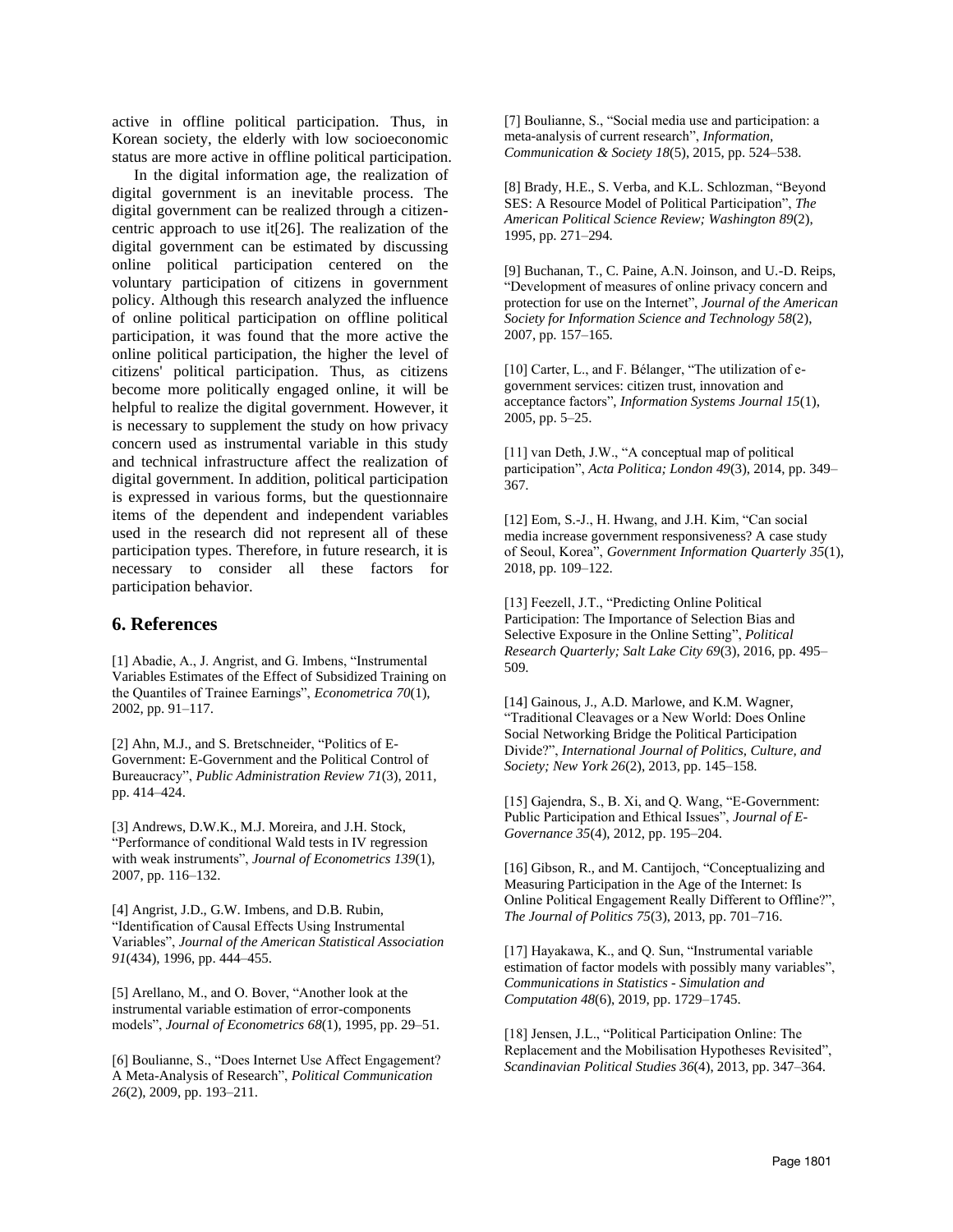active in offline political participation. Thus, in Korean society, the elderly with low socioeconomic status are more active in offline political participation.

In the digital information age, the realization of digital government is an inevitable process. The digital government can be realized through a citizen-centric approach to use it[26]. The realization of the digital government can be estimated by discussing online political participation centered on the voluntary participation of citizens in government policy. Although this research analyzed the influence of online political participation on offline political participation, it was found that the more active the online political participation, the higher the level of citizens' political participation. Thus, as citizens become more politically engaged online, it will be helpful to realize the digital government. However, it is necessary to supplement the study on how privacy concern used as instrumental variable in this study and technical infrastructure affect the realization of digital government. In addition, political participation is expressed in various forms, but the questionnaire items of the dependent and independent variables used in the research did not represent all of these participation types. Therefore, in future research, it is necessary to consider all these factors for participation behavior.

## 6. References

[1] Abadie, A., J. Angrist, and G. Imbens, "Instrumental Variables Estimates of the Effect of Subsidized Training on the Quantiles of Trainee Earnings", *Econometrica 70*(1), 2002, pp. 91–117.

[2] Ahn, M.J., and S. Bretschneider, "Politics of E-Government: E-Government and the Political Control of Bureaucracy", *Public Administration Review 71*(3), 2011, pp. 414–424.

[3] Andrews, D.W.K., M.J. Moreira, and J.H. Stock, "Performance of conditional Wald tests in IV regression with weak instruments", *Journal of Econometrics 139*(1), 2007, pp. 116–132.

[4] Angrist, J.D., G.W. Imbens, and D.B. Rubin, "Identification of Causal Effects Using Instrumental Variables", *Journal of the American Statistical Association 91*(434), 1996, pp. 444–455.

[5] Arellano, M., and O. Bover, "Another look at the instrumental variable estimation of error-components models", *Journal of Econometrics 68*(1), 1995, pp. 29–51.

[6] Boulianne, S., "Does Internet Use Affect Engagement? A Meta-Analysis of Research", *Political Communication 26*(2), 2009, pp. 193–211.

[7] Boulianne, S., "Social media use and participation: a meta-analysis of current research", *Information, Communication & Society 18*(5), 2015, pp. 524–538.

[8] Brady, H.E., S. Verba, and K.L. Schlozman, "Beyond SES: A Resource Model of Political Participation", *The American Political Science Review; Washington 89*(2), 1995, pp. 271–294.

[9] Buchanan, T., C. Paine, A.N. Joinson, and U.-D. Reips, "Development of measures of online privacy concern and protection for use on the Internet", *Journal of the American Society for Information Science and Technology 58*(2), 2007, pp. 157–165.

[10] Carter, L., and F. Bélanger, "The utilization of e-government services: citizen trust, innovation and acceptance factors", *Information Systems Journal 15*(1), 2005, pp. 5–25.

[11] van Deth, J.W., "A conceptual map of political participation", *Acta Politica; London 49*(3), 2014, pp. 349–367.

[12] Eom, S.-J., H. Hwang, and J.H. Kim, "Can social media increase government responsiveness? A case study of Seoul, Korea", *Government Information Quarterly 35*(1), 2018, pp. 109–122.

[13] Feezell, J.T., "Predicting Online Political Participation: The Importance of Selection Bias and Selective Exposure in the Online Setting", *Political Research Quarterly; Salt Lake City 69*(3), 2016, pp. 495–509.

[14] Gainous, J., A.D. Marlowe, and K.M. Wagner, "Traditional Cleavages or a New World: Does Online Social Networking Bridge the Political Participation Divide?", *International Journal of Politics, Culture, and Society; New York 26*(2), 2013, pp. 145–158.

[15] Gajendra, S., B. Xi, and Q. Wang, "E-Government: Public Participation and Ethical Issues", *Journal of E-Governance 35*(4), 2012, pp. 195–204.

[16] Gibson, R., and M. Cantijoch, "Conceptualizing and Measuring Participation in the Age of the Internet: Is Online Political Engagement Really Different to Offline?", *The Journal of Politics 75*(3), 2013, pp. 701–716.

[17] Hayakawa, K., and Q. Sun, "Instrumental variable estimation of factor models with possibly many variables", *Communications in Statistics - Simulation and Computation 48*(6), 2019, pp. 1729–1745.

[18] Jensen, J.L., "Political Participation Online: The Replacement and the Mobilisation Hypotheses Revisited", *Scandinavian Political Studies 36*(4), 2013, pp. 347–364.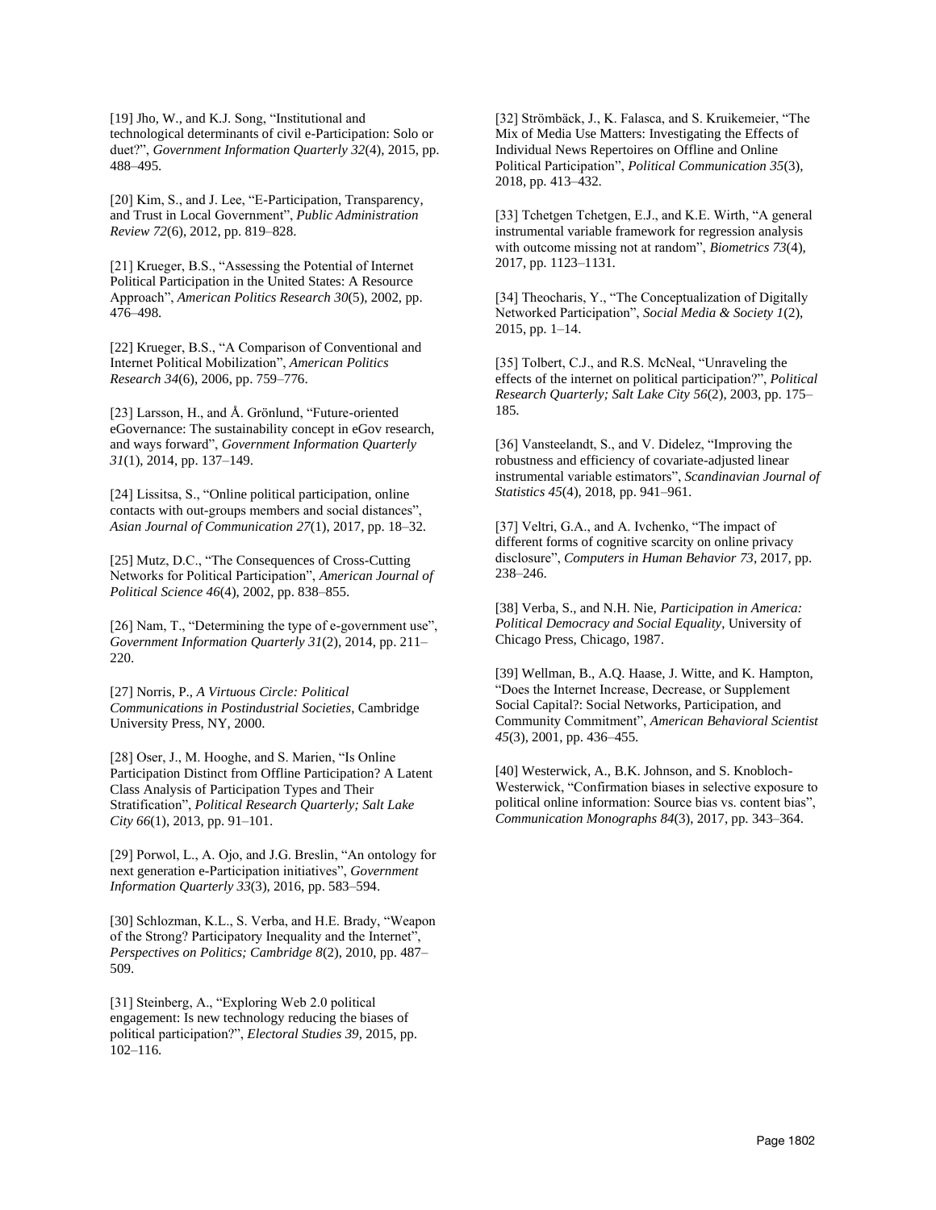[19] Jho, W., and K.J. Song, "Institutional and technological determinants of civil e-Participation: Solo or duet?", *Government Information Quarterly 32*(4), 2015, pp. 488–495.

[20] Kim, S., and J. Lee, "E-Participation, Transparency, and Trust in Local Government", *Public Administration Review 72*(6), 2012, pp. 819–828.

[21] Krueger, B.S., "Assessing the Potential of Internet Political Participation in the United States: A Resource Approach", *American Politics Research 30*(5), 2002, pp. 476–498.

[22] Krueger, B.S., "A Comparison of Conventional and Internet Political Mobilization", *American Politics Research 34*(6), 2006, pp. 759–776.

[23] Larsson, H., and Å. Grönlund, "Future-oriented eGovernance: The sustainability concept in eGov research, and ways forward", *Government Information Quarterly 31*(1), 2014, pp. 137–149.

[24] Lissitsa, S., "Online political participation, online contacts with out-groups members and social distances", *Asian Journal of Communication 27*(1), 2017, pp. 18–32.

[25] Mutz, D.C., "The Consequences of Cross-Cutting Networks for Political Participation", *American Journal of Political Science 46*(4), 2002, pp. 838–855.

[26] Nam, T., "Determining the type of e-government use", *Government Information Quarterly 31*(2), 2014, pp. 211–220.

[27] Norris, P., *A Virtuous Circle: Political Communications in Postindustrial Societies*, Cambridge University Press, NY, 2000.

[28] Oser, J., M. Hooghe, and S. Marien, "Is Online Participation Distinct from Offline Participation? A Latent Class Analysis of Participation Types and Their Stratification", *Political Research Quarterly; Salt Lake City 66*(1), 2013, pp. 91–101.

[29] Porwol, L., A. Ojo, and J.G. Breslin, "An ontology for next generation e-Participation initiatives", *Government Information Quarterly 33*(3), 2016, pp. 583–594.

[30] Schlozman, K.L., S. Verba, and H.E. Brady, "Weapon of the Strong? Participatory Inequality and the Internet", *Perspectives on Politics; Cambridge 8*(2), 2010, pp. 487–509.

[31] Steinberg, A., "Exploring Web 2.0 political engagement: Is new technology reducing the biases of political participation?", *Electoral Studies 39*, 2015, pp. 102–116.

[32] Strömbäck, J., K. Falasca, and S. Kruikemeier, "The Mix of Media Use Matters: Investigating the Effects of Individual News Repertoires on Offline and Online Political Participation", *Political Communication 35*(3), 2018, pp. 413–432.

[33] Tchetgen Tchetgen, E.J., and K.E. Wirth, "A general instrumental variable framework for regression analysis with outcome missing not at random", *Biometrics 73*(4), 2017, pp. 1123–1131.

[34] Theocharis, Y., "The Conceptualization of Digitally Networked Participation", *Social Media & Society 1*(2), 2015, pp. 1–14.

[35] Tolbert, C.J., and R.S. McNeal, "Unraveling the effects of the internet on political participation?", *Political Research Quarterly; Salt Lake City 56*(2), 2003, pp. 175–185.

[36] Vansteelandt, S., and V. Didelez, "Improving the robustness and efficiency of covariate-adjusted linear instrumental variable estimators", *Scandinavian Journal of Statistics 45*(4), 2018, pp. 941–961.

[37] Veltri, G.A., and A. Ivchenko, "The impact of different forms of cognitive scarcity on online privacy disclosure", *Computers in Human Behavior 73*, 2017, pp. 238–246.

[38] Verba, S., and N.H. Nie, *Participation in America: Political Democracy and Social Equality*, University of Chicago Press, Chicago, 1987.

[39] Wellman, B., A.Q. Haase, J. Witte, and K. Hampton, "Does the Internet Increase, Decrease, or Supplement Social Capital?: Social Networks, Participation, and Community Commitment", *American Behavioral Scientist 45*(3), 2001, pp. 436–455.

[40] Westerwick, A., B.K. Johnson, and S. Knobloch-Westerwick, "Confirmation biases in selective exposure to political online information: Source bias vs. content bias", *Communication Monographs 84*(3), 2017, pp. 343–364.